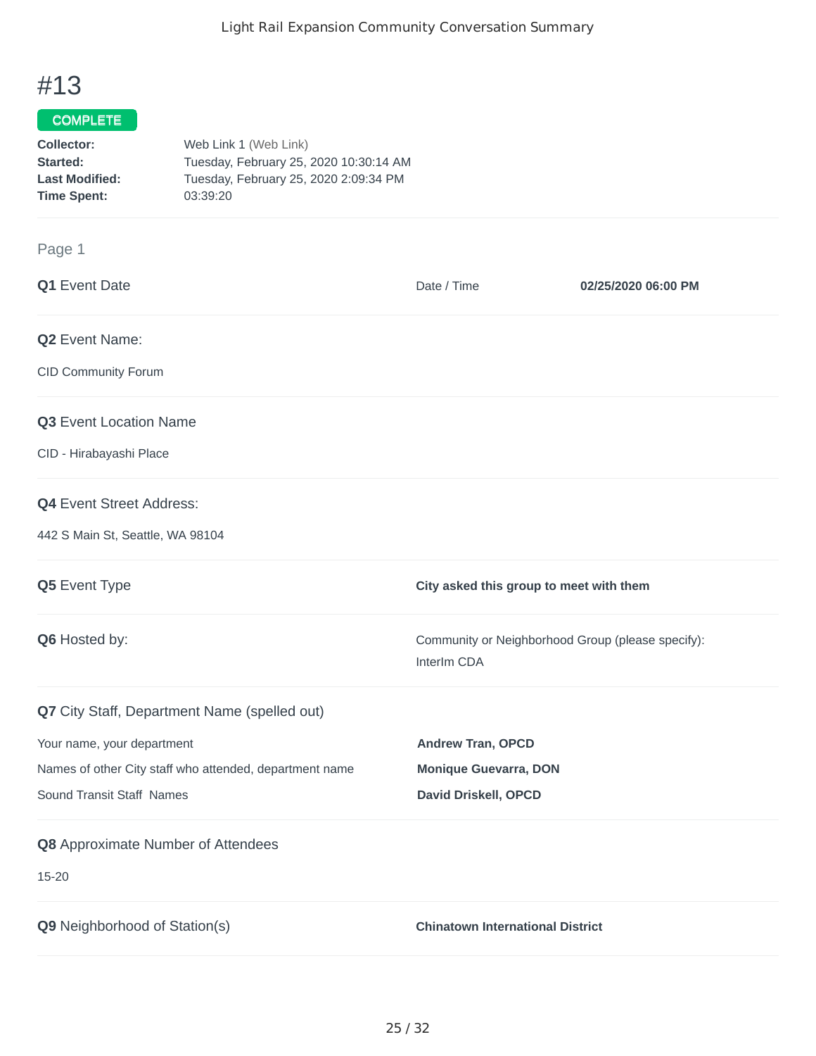# #13

**COMPLETE**

**Collector:** Web Link 1 (Web Link)
**Started:** Tuesday, February 25, 2020 10:30:14 AM
**Last Modified:** Tuesday, February 25, 2020 2:09:34 PM
**Time Spent:** 03:39:20

## Page 1

**Q1** Event Date

Date / Time **02/25/2020 06:00 PM**

**Q2** Event Name:

CID Community Forum

**Q3** Event Location Name

CID - Hirabayashi Place

**Q4** Event Street Address:

442 S Main St, Seattle, WA 98104

**Q5** Event Type

**City asked this group to meet with them**

**Q6** Hosted by:

Community or Neighborhood Group (please specify):
InterIm CDA

**Q7** City Staff, Department Name (spelled out)

Your name, your department **Andrew Tran, OPCD**

Names of other City staff who attended, department name **Monique Guevarra, DON**

Sound Transit Staff Names **David Driskell, OPCD**

**Q8** Approximate Number of Attendees

15-20

**Q9** Neighborhood of Station(s)

**Chinatown International District**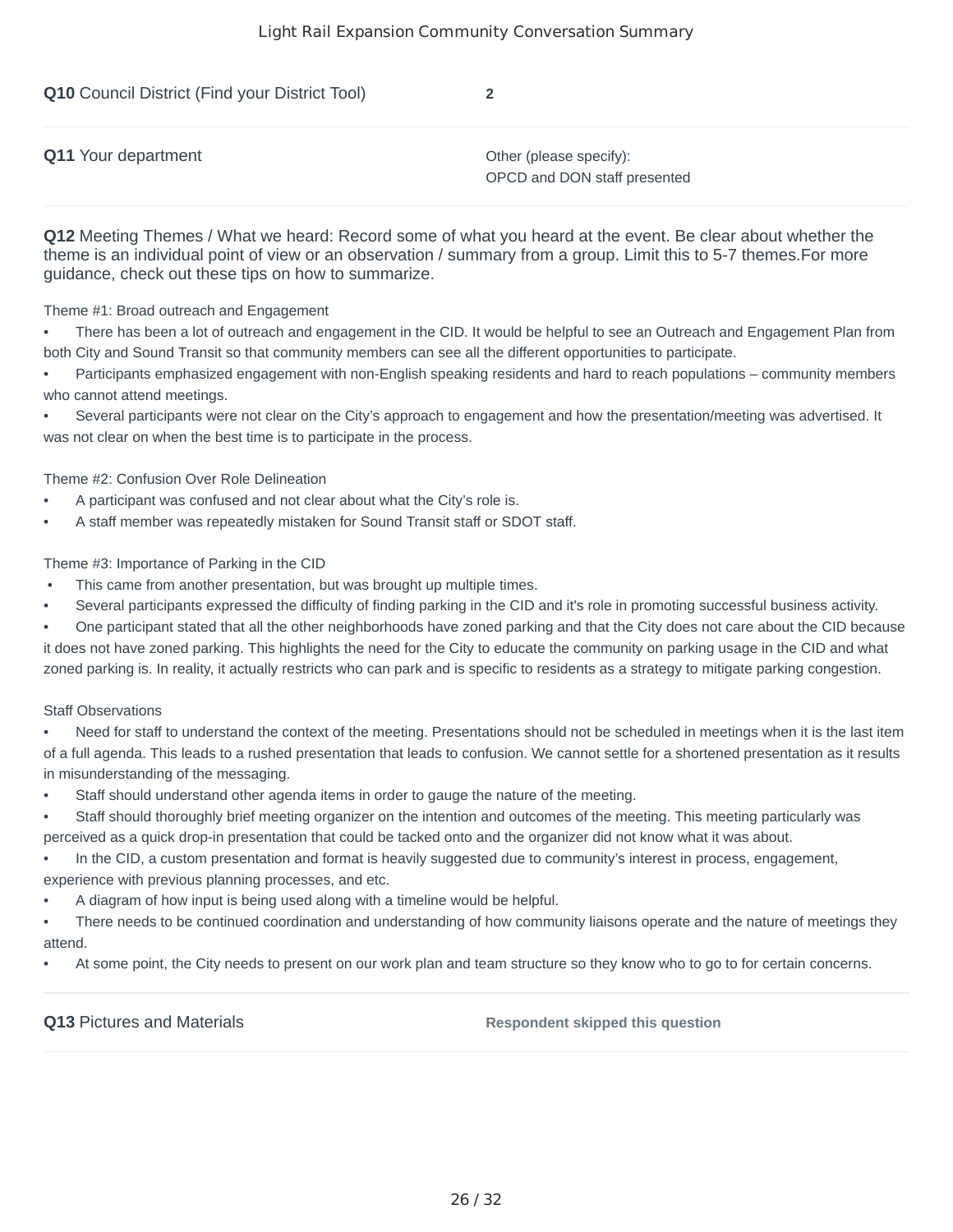**Q10** Council District (Find your District Tool) — **2**

**Q11** Your department — Other (please specify): OPCD and DON staff presented

**Q12** Meeting Themes / What we heard: Record some of what you heard at the event. Be clear about whether the theme is an individual point of view or an observation / summary from a group. Limit this to 5-7 themes.For more guidance, check out these tips on how to summarize.

Theme #1: Broad outreach and Engagement

- There has been a lot of outreach and engagement in the CID. It would be helpful to see an Outreach and Engagement Plan from both City and Sound Transit so that community members can see all the different opportunities to participate.
- Participants emphasized engagement with non-English speaking residents and hard to reach populations – community members who cannot attend meetings.
- Several participants were not clear on the City's approach to engagement and how the presentation/meeting was advertised. It was not clear on when the best time is to participate in the process.

Theme #2: Confusion Over Role Delineation

- A participant was confused and not clear about what the City's role is.
- A staff member was repeatedly mistaken for Sound Transit staff or SDOT staff.

Theme #3: Importance of Parking in the CID

- This came from another presentation, but was brought up multiple times.
- Several participants expressed the difficulty of finding parking in the CID and it's role in promoting successful business activity.
- One participant stated that all the other neighborhoods have zoned parking and that the City does not care about the CID because it does not have zoned parking. This highlights the need for the City to educate the community on parking usage in the CID and what zoned parking is. In reality, it actually restricts who can park and is specific to residents as a strategy to mitigate parking congestion.

Staff Observations

- Need for staff to understand the context of the meeting. Presentations should not be scheduled in meetings when it is the last item of a full agenda. This leads to a rushed presentation that leads to confusion. We cannot settle for a shortened presentation as it results in misunderstanding of the messaging.
- Staff should understand other agenda items in order to gauge the nature of the meeting.
- Staff should thoroughly brief meeting organizer on the intention and outcomes of the meeting. This meeting particularly was perceived as a quick drop-in presentation that could be tacked onto and the organizer did not know what it was about.
- In the CID, a custom presentation and format is heavily suggested due to community's interest in process, engagement, experience with previous planning processes, and etc.
- A diagram of how input is being used along with a timeline would be helpful.
- There needs to be continued coordination and understanding of how community liaisons operate and the nature of meetings they attend.
- At some point, the City needs to present on our work plan and team structure so they know who to go to for certain concerns.

**Q13** Pictures and Materials — **Respondent skipped this question**